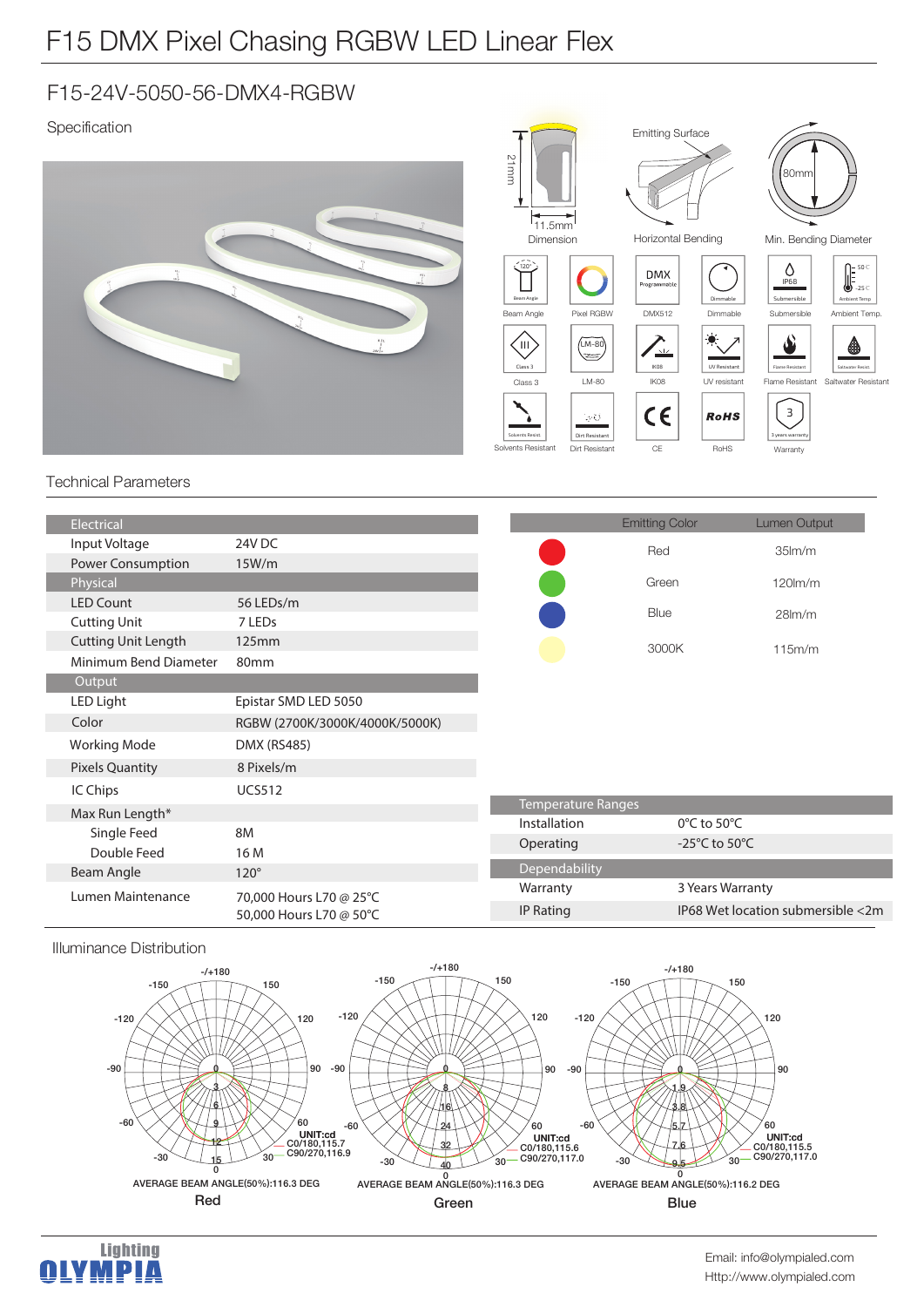# F15 DMX Pixel Chasing RGBW LED Linear Flex

## F15-24V-5050-56-DMX4-RGBW

### Specification

21mm
11.5mm
Dimension

Emitting Surface
Horizontal Bending

80mm
Min. Bending Diameter

Beam Angle | Pixel RGBW | DMX512 | Dimmable | Submersible | Ambient Temp.

Class 3 | LM-80 | IK08 | UV resistant | Flame Resistant | Saltwater Resistant

Solvents Resistant | Dirt Resistant | CE | RoHS | Warranty

### Technical Parameters

| Electrical | |
|---|---|
| Input Voltage | 24V DC |
| Power Consumption | 15W/m |
| **Physical** | |
| LED Count | 56 LEDs/m |
| Cutting Unit | 7 LEDs |
| Cutting Unit Length | 125mm |
| Minimum Bend Diameter | 80mm |
| **Output** | |
| LED Light | Epistar SMD LED 5050 |
| Color | RGBW (2700K/3000K/4000K/5000K) |
| Working Mode | DMX (RS485) |
| Pixels Quantity | 8 Pixels/m |
| IC Chips | UCS512 |
| Max Run Length* | |
| Single Feed | 8M |
| Double Feed | 16 M |
| Beam Angle | 120° |
| Lumen Maintenance | 70,000 Hours L70 @ 25°C<br>50,000 Hours L70 @ 50°C |

| Emitting Color | Lumen Output |
|---|---|
| Red | 35lm/m |
| Green | 120lm/m |
| Blue | 28lm/m |
| 3000K | 115lm/m |

| Temperature Ranges | |
|---|---|
| Installation | 0°C to 50°C |
| Operating | -25°C to 50°C |
| **Dependability** | |
| Warranty | 3 Years Warranty |
| IP Rating | IP68 Wet location submersible <2m |

### Illuminance Distribution

UNIT:cd
C0/180,115.7
C90/270,116.9
AVERAGE BEAM ANGLE(50%):116.3 DEG
Red

UNIT:cd
C0/180,115.6
C90/270,117.0
AVERAGE BEAM ANGLE(50%):116.3 DEG
Green

UNIT:cd
C0/180,115.5
C90/270,117.0
AVERAGE BEAM ANGLE(50%):116.2 DEG
Blue

Lighting OLYMPIA

Email: info@olympialed.com
Http://www.olympialed.com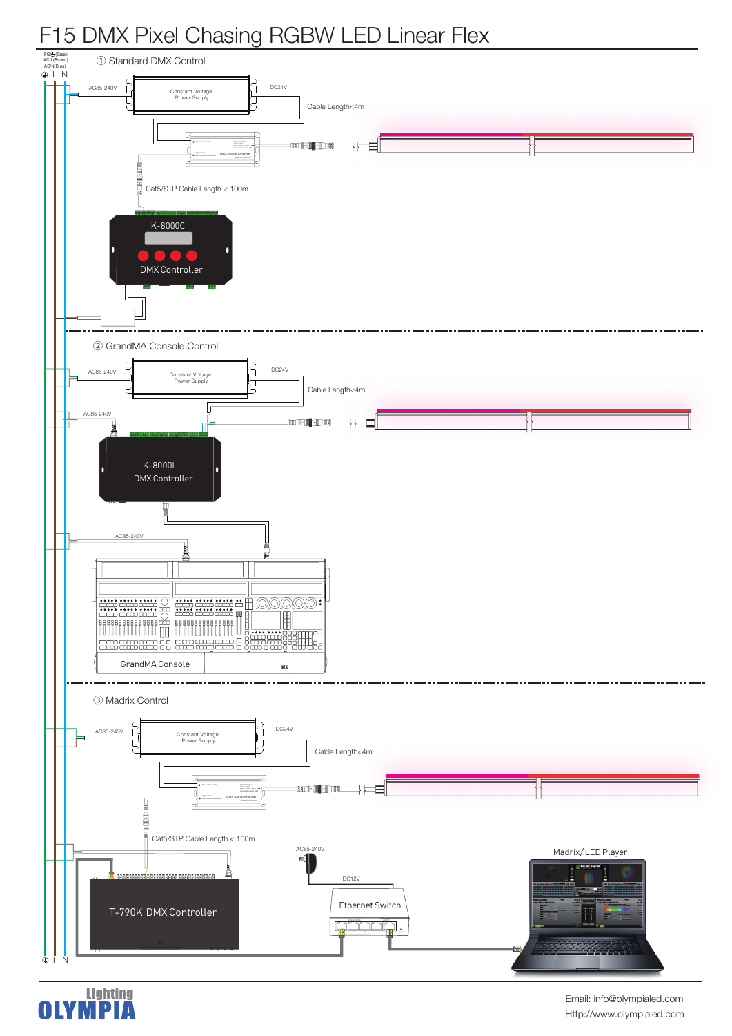# F15 DMX Pixel Chasing RGBW LED Linear Flex

FG⏚(Green)
AC/L(Brown)
AC/N(Blue)

⏚ L N

## ① Standard DMX Control

AC85-240V

Constant Voltage
Power Supply

DC24V

Cable Length<4m

DMX Signal Amplifier

Cat5/STP Cable Length < 100m

K-8000C

DMX Controller

## ② GrandMA Console Control

AC85-240V

Constant Voltage
Power Supply

DC24V

Cable Length<4m

AC85-240V

K-8000L
DMX Controller

AC85-240V

GrandMA Console

## ③ Madrix Control

AC85-240V

Constant Voltage
Power Supply

DC24V

Cable Length<4m

DMX Signal Amplifier

Cat5/STP Cable Length < 100m

AC85-240V

DC12V

Madrix/LED Player

Ethernet Switch

T-790K DMX Controller

⏚ L N

Lighting
OLYMPIA

Email: info@olympialed.com
Http://www.olympialed.com